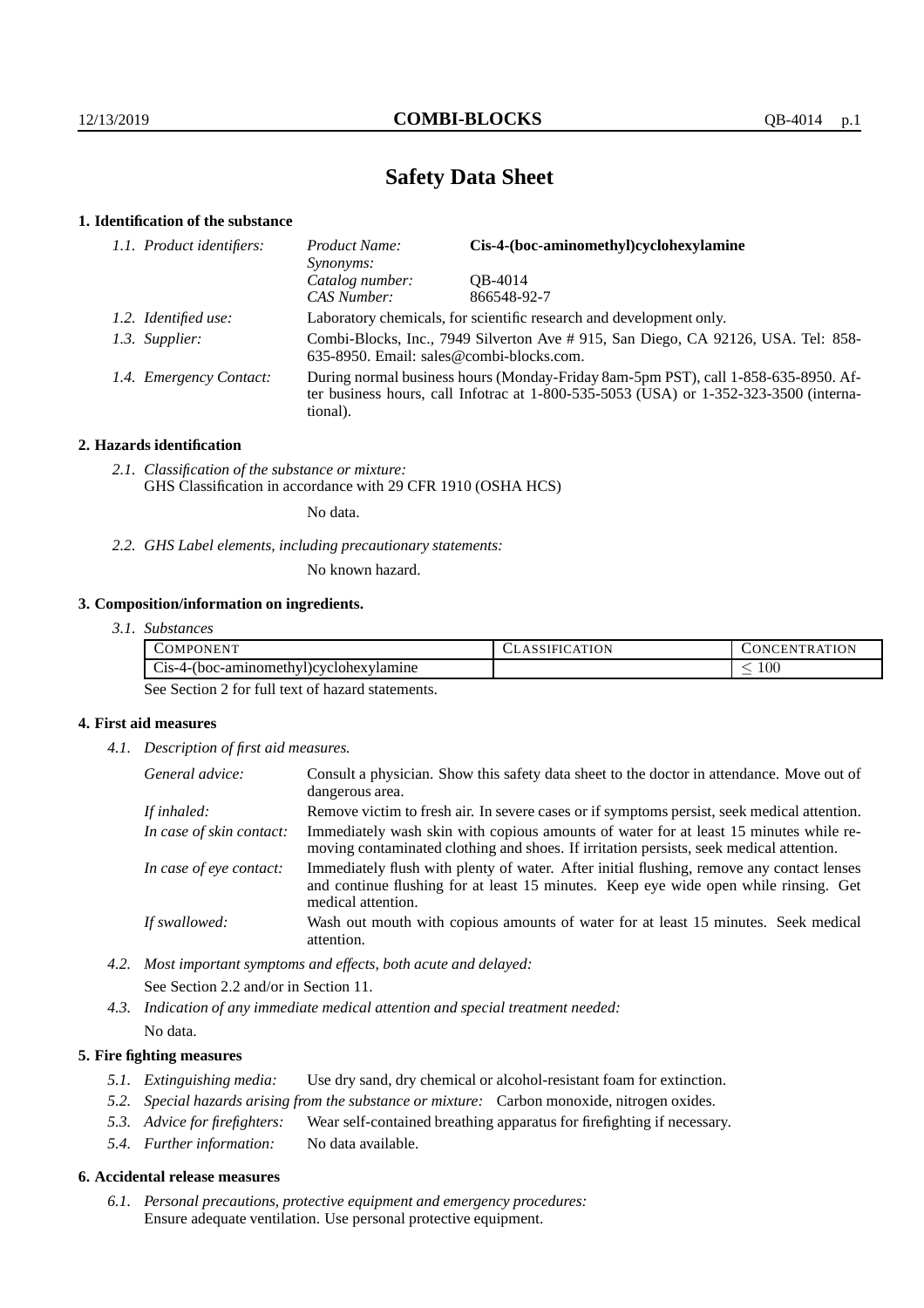# Safety Data Sheet

## 1. Identification of the substance

*1.1. Product identifiers:*

| | |
|---|---|
| *Product Name:* | **Cis-4-(boc-aminomethyl)cyclohexylamine** |
| *Synonyms:* | |
| *Catalog number:* | QB-4014 |
| *CAS Number:* | 866548-92-7 |

*1.2. Identified use:* Laboratory chemicals, for scientific research and development only.

*1.3. Supplier:* Combi-Blocks, Inc., 7949 Silverton Ave # 915, San Diego, CA 92126, USA. Tel: 858-635-8950. Email: sales@combi-blocks.com.

*1.4. Emergency Contact:* During normal business hours (Monday-Friday 8am-5pm PST), call 1-858-635-8950. After business hours, call Infotrac at 1-800-535-5053 (USA) or 1-352-323-3500 (international).

## 2. Hazards identification

*2.1. Classification of the substance or mixture:*
GHS Classification in accordance with 29 CFR 1910 (OSHA HCS)

No data.

*2.2. GHS Label elements, including precautionary statements:*

No known hazard.

## 3. Composition/information on ingredients.

*3.1. Substances*

| COMPONENT | CLASSIFICATION | CONCENTRATION |
|---|---|---|
| Cis-4-(boc-aminomethyl)cyclohexylamine | | ≤ 100 |

See Section 2 for full text of hazard statements.

## 4. First aid measures

*4.1. Description of first aid measures.*

| | |
|---|---|
| *General advice:* | Consult a physician. Show this safety data sheet to the doctor in attendance. Move out of dangerous area. |
| *If inhaled:* | Remove victim to fresh air. In severe cases or if symptoms persist, seek medical attention. |
| *In case of skin contact:* | Immediately wash skin with copious amounts of water for at least 15 minutes while removing contaminated clothing and shoes. If irritation persists, seek medical attention. |
| *In case of eye contact:* | Immediately flush with plenty of water. After initial flushing, remove any contact lenses and continue flushing for at least 15 minutes. Keep eye wide open while rinsing. Get medical attention. |
| *If swallowed:* | Wash out mouth with copious amounts of water for at least 15 minutes. Seek medical attention. |

*4.2. Most important symptoms and effects, both acute and delayed:*

See Section 2.2 and/or in Section 11.

*4.3. Indication of any immediate medical attention and special treatment needed:*

No data.

## 5. Fire fighting measures

*5.1. Extinguishing media:* Use dry sand, dry chemical or alcohol-resistant foam for extinction.

*5.2. Special hazards arising from the substance or mixture:* Carbon monoxide, nitrogen oxides.

*5.3. Advice for firefighters:* Wear self-contained breathing apparatus for firefighting if necessary.

*5.4. Further information:* No data available.

## 6. Accidental release measures

*6.1. Personal precautions, protective equipment and emergency procedures:*
Ensure adequate ventilation. Use personal protective equipment.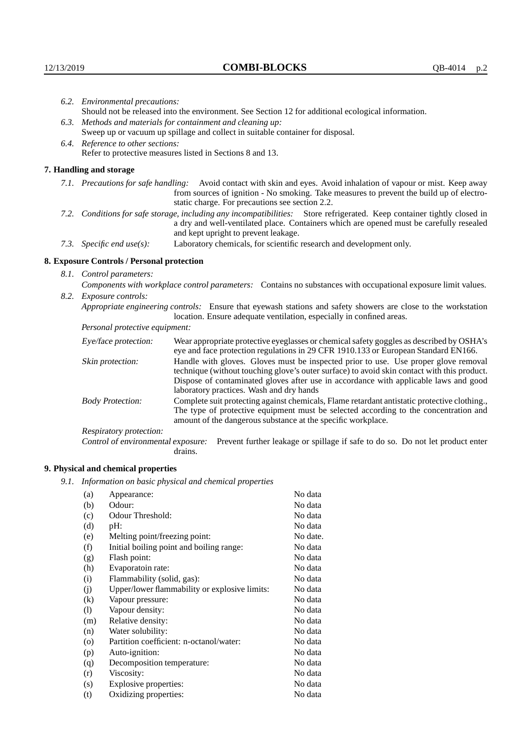6.2. *Environmental precautions:*
Should not be released into the environment. See Section 12 for additional ecological information.

6.3. *Methods and materials for containment and cleaning up:*
Sweep up or vacuum up spillage and collect in suitable container for disposal.

6.4. *Reference to other sections:*
Refer to protective measures listed in Sections 8 and 13.

## 7. Handling and storage

7.1. *Precautions for safe handling:* Avoid contact with skin and eyes. Avoid inhalation of vapour or mist. Keep away from sources of ignition - No smoking. Take measures to prevent the build up of electrostatic charge. For precautions see section 2.2.

7.2. *Conditions for safe storage, including any incompatibilities:* Store refrigerated. Keep container tightly closed in a dry and well-ventilated place. Containers which are opened must be carefully resealed and kept upright to prevent leakage.

7.3. *Specific end use(s):* Laboratory chemicals, for scientific research and development only.

## 8. Exposure Controls / Personal protection

8.1. *Control parameters:*
*Components with workplace control parameters:* Contains no substances with occupational exposure limit values.

8.2. *Exposure controls:*
*Appropriate engineering controls:* Ensure that eyewash stations and safety showers are close to the workstation location. Ensure adequate ventilation, especially in confined areas.

*Personal protective equipment:*

*Eye/face protection:* Wear appropriate protective eyeglasses or chemical safety goggles as described by OSHA's eye and face protection regulations in 29 CFR 1910.133 or European Standard EN166.

*Skin protection:* Handle with gloves. Gloves must be inspected prior to use. Use proper glove removal technique (without touching glove's outer surface) to avoid skin contact with this product. Dispose of contaminated gloves after use in accordance with applicable laws and good laboratory practices. Wash and dry hands

*Body Protection:* Complete suit protecting against chemicals, Flame retardant antistatic protective clothing., The type of protective equipment must be selected according to the concentration and amount of the dangerous substance at the specific workplace.

*Respiratory protection:*

*Control of environmental exposure:* Prevent further leakage or spillage if safe to do so. Do not let product enter drains.

## 9. Physical and chemical properties

9.1. *Information on basic physical and chemical properties*

| | | |
|---|---|---|
| (a) | Appearance: | No data |
| (b) | Odour: | No data |
| (c) | Odour Threshold: | No data |
| (d) | pH: | No data |
| (e) | Melting point/freezing point: | No date. |
| (f) | Initial boiling point and boiling range: | No data |
| (g) | Flash point: | No data |
| (h) | Evaporatoin rate: | No data |
| (i) | Flammability (solid, gas): | No data |
| (j) | Upper/lower flammability or explosive limits: | No data |
| (k) | Vapour pressure: | No data |
| (l) | Vapour density: | No data |
| (m) | Relative density: | No data |
| (n) | Water solubility: | No data |
| (o) | Partition coefficient: n-octanol/water: | No data |
| (p) | Auto-ignition: | No data |
| (q) | Decomposition temperature: | No data |
| (r) | Viscosity: | No data |
| (s) | Explosive properties: | No data |
| (t) | Oxidizing properties: | No data |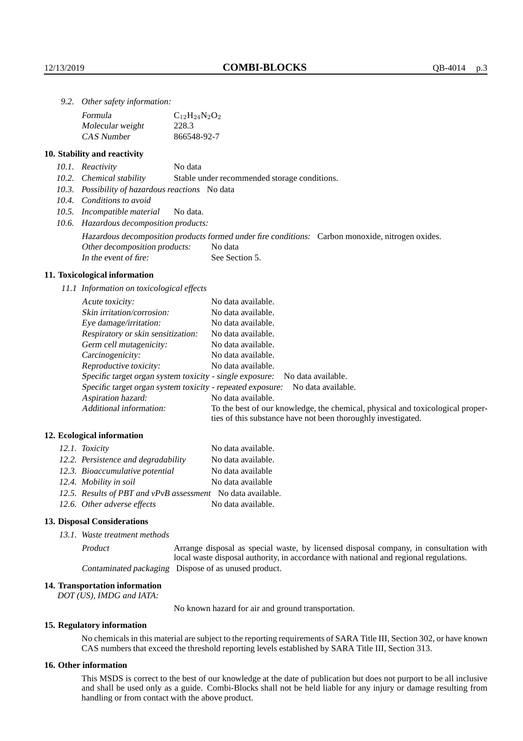*9.2. Other safety information:*

| | |
|---|---|
| *Formula* | $C_{12}H_{24}N_2O_2$ |
| *Molecular weight* | 228.3 |
| *CAS Number* | 866548-92-7 |

## 10. Stability and reactivity

*10.1. Reactivity* No data

*10.2. Chemical stability* Stable under recommended storage conditions.

*10.3. Possibility of hazardous reactions* No data

*10.4. Conditions to avoid*

*10.5. Incompatible material* No data.

*10.6. Hazardous decomposition products:*

*Hazardous decomposition products formed under fire conditions:* Carbon monoxide, nitrogen oxides.

*Other decomposition products:* No data

*In the event of fire:* See Section 5.

## 11. Toxicological information

*11.1 Information on toxicological effects*

| | |
|---|---|
| *Acute toxicity:* | No data available. |
| *Skin irritation/corrosion:* | No data available. |
| *Eye damage/irritation:* | No data available. |
| *Respiratory or skin sensitization:* | No data available. |
| *Germ cell mutagenicity:* | No data available. |
| *Carcinogenicity:* | No data available. |
| *Reproductive toxicity:* | No data available. |
| *Specific target organ system toxicity - single exposure:* | No data available. |
| *Specific target organ system toxicity - repeated exposure:* | No data available. |
| *Aspiration hazard:* | No data available. |
| *Additional information:* | To the best of our knowledge, the chemical, physical and toxicological properties of this substance have not been thoroughly investigated. |

## 12. Ecological information

| | |
|---|---|
| *12.1. Toxicity* | No data available. |
| *12.2. Persistence and degradability* | No data available. |
| *12.3. Bioaccumulative potential* | No data available |
| *12.4. Mobility in soil* | No data available |
| *12.5. Results of PBT and vPvB assessment* | No data available. |
| *12.6. Other adverse effects* | No data available. |

## 13. Disposal Considerations

*13.1. Waste treatment methods*

*Product* Arrange disposal as special waste, by licensed disposal company, in consultation with local waste disposal authority, in accordance with national and regional regulations.

*Contaminated packaging* Dispose of as unused product.

## 14. Transportation information

*DOT (US), IMDG and IATA:*

No known hazard for air and ground transportation.

## 15. Regulatory information

No chemicals in this material are subject to the reporting requirements of SARA Title III, Section 302, or have known CAS numbers that exceed the threshold reporting levels established by SARA Title III, Section 313.

## 16. Other information

This MSDS is correct to the best of our knowledge at the date of publication but does not purport to be all inclusive and shall be used only as a guide. Combi-Blocks shall not be held liable for any injury or damage resulting from handling or from contact with the above product.